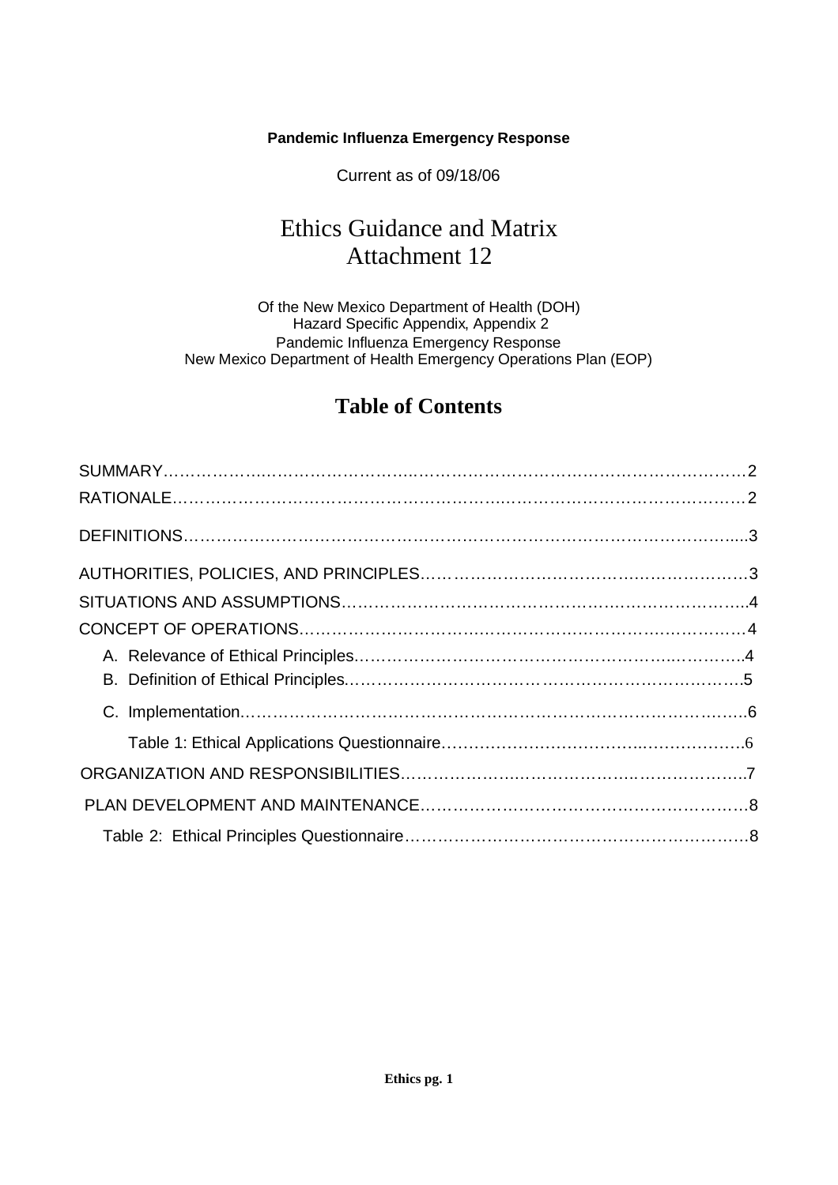**Pandemic Influenza Emergency Response**

Current as of 09/18/06

# Ethics Guidance and Matrix
# Attachment 12

Of the New Mexico Department of Health (DOH)
Hazard Specific Appendix, Appendix 2
Pandemic Influenza Emergency Response
New Mexico Department of Health Emergency Operations Plan (EOP)

## Table of Contents

SUMMARY……………………………………………………………………………………2
RATIONALE…………………………………………………………………………………2
DEFINITIONS…………………………………………………………………………………3
AUTHORITIES, POLICIES, AND PRINCIPLES………………………………………………3
SITUATIONS AND ASSUMPTIONS…………………………………………………………4
CONCEPT OF OPERATIONS…………………………………………………………………4
- A. Relevance of Ethical Principles…………………………………………………………4
- B. Definition of Ethical Principles…………………………………………………………5
- C. Implementation……………………………………………………………………………6
  - Table 1: Ethical Applications Questionnaire…………………………………………6

ORGANIZATION AND RESPONSIBILITIES……………………………………………………7
PLAN DEVELOPMENT AND MAINTENANCE…………………………………………………8
- Table 2: Ethical Principles Questionnaire……………………………………………………8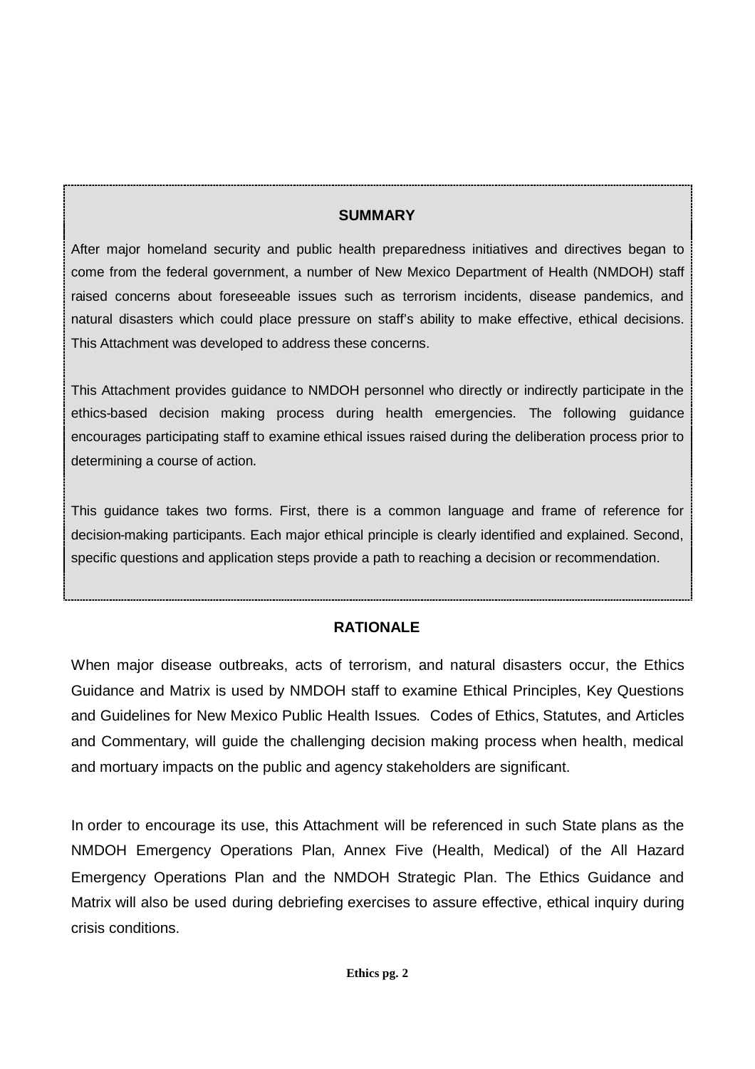## SUMMARY

After major homeland security and public health preparedness initiatives and directives began to come from the federal government, a number of New Mexico Department of Health (NMDOH) staff raised concerns about foreseeable issues such as terrorism incidents, disease pandemics, and natural disasters which could place pressure on staff's ability to make effective, ethical decisions. This Attachment was developed to address these concerns.

This Attachment provides guidance to NMDOH personnel who directly or indirectly participate in the ethics-based decision making process during health emergencies. The following guidance encourages participating staff to examine ethical issues raised during the deliberation process prior to determining a course of action.

This guidance takes two forms. First, there is a common language and frame of reference for decision-making participants. Each major ethical principle is clearly identified and explained. Second, specific questions and application steps provide a path to reaching a decision or recommendation.

## RATIONALE

When major disease outbreaks, acts of terrorism, and natural disasters occur, the Ethics Guidance and Matrix is used by NMDOH staff to examine Ethical Principles, Key Questions and Guidelines for New Mexico Public Health Issues. Codes of Ethics, Statutes, and Articles and Commentary, will guide the challenging decision making process when health, medical and mortuary impacts on the public and agency stakeholders are significant.

In order to encourage its use, this Attachment will be referenced in such State plans as the NMDOH Emergency Operations Plan, Annex Five (Health, Medical) of the All Hazard Emergency Operations Plan and the NMDOH Strategic Plan. The Ethics Guidance and Matrix will also be used during debriefing exercises to assure effective, ethical inquiry during crisis conditions.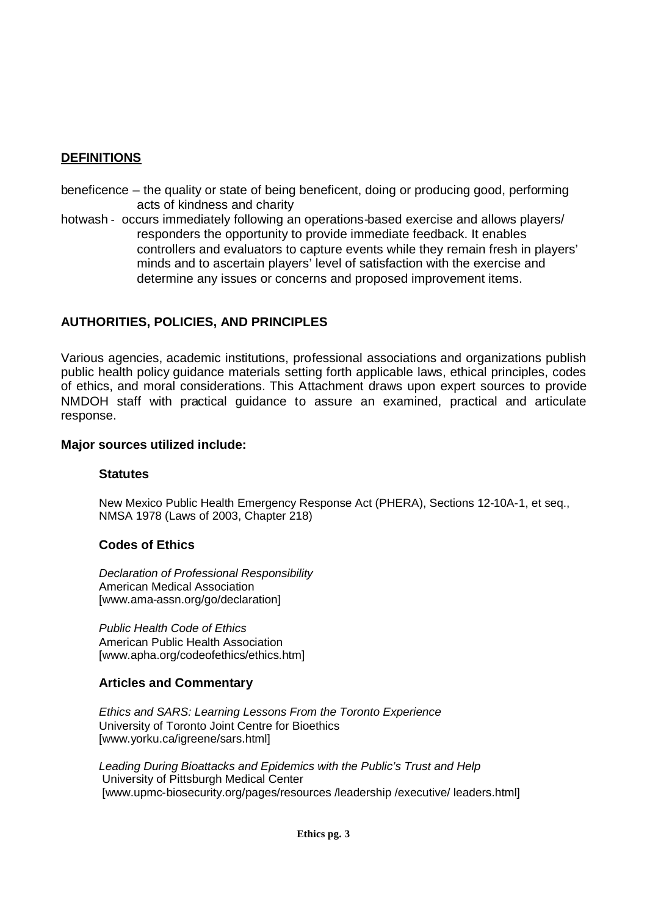## DEFINITIONS

beneficence – the quality or state of being beneficent, doing or producing good, performing acts of kindness and charity

hotwash - occurs immediately following an operations-based exercise and allows players/ responders the opportunity to provide immediate feedback. It enables controllers and evaluators to capture events while they remain fresh in players' minds and to ascertain players' level of satisfaction with the exercise and determine any issues or concerns and proposed improvement items.

## AUTHORITIES, POLICIES, AND PRINCIPLES

Various agencies, academic institutions, professional associations and organizations publish public health policy guidance materials setting forth applicable laws, ethical principles, codes of ethics, and moral considerations. This Attachment draws upon expert sources to provide NMDOH staff with practical guidance to assure an examined, practical and articulate response.

### Major sources utilized include:

#### Statutes

New Mexico Public Health Emergency Response Act (PHERA), Sections 12-10A-1, et seq., NMSA 1978 (Laws of 2003, Chapter 218)

#### Codes of Ethics

*Declaration of Professional Responsibility*
American Medical Association
[www.ama-assn.org/go/declaration]

*Public Health Code of Ethics*
American Public Health Association
[www.apha.org/codeofethics/ethics.htm]

#### Articles and Commentary

*Ethics and SARS: Learning Lessons From the Toronto Experience*
University of Toronto Joint Centre for Bioethics
[www.yorku.ca/igreene/sars.html]

*Leading During Bioattacks and Epidemics with the Public's Trust and Help*
University of Pittsburgh Medical Center
[www.upmc-biosecurity.org/pages/resources /leadership /executive/ leaders.html]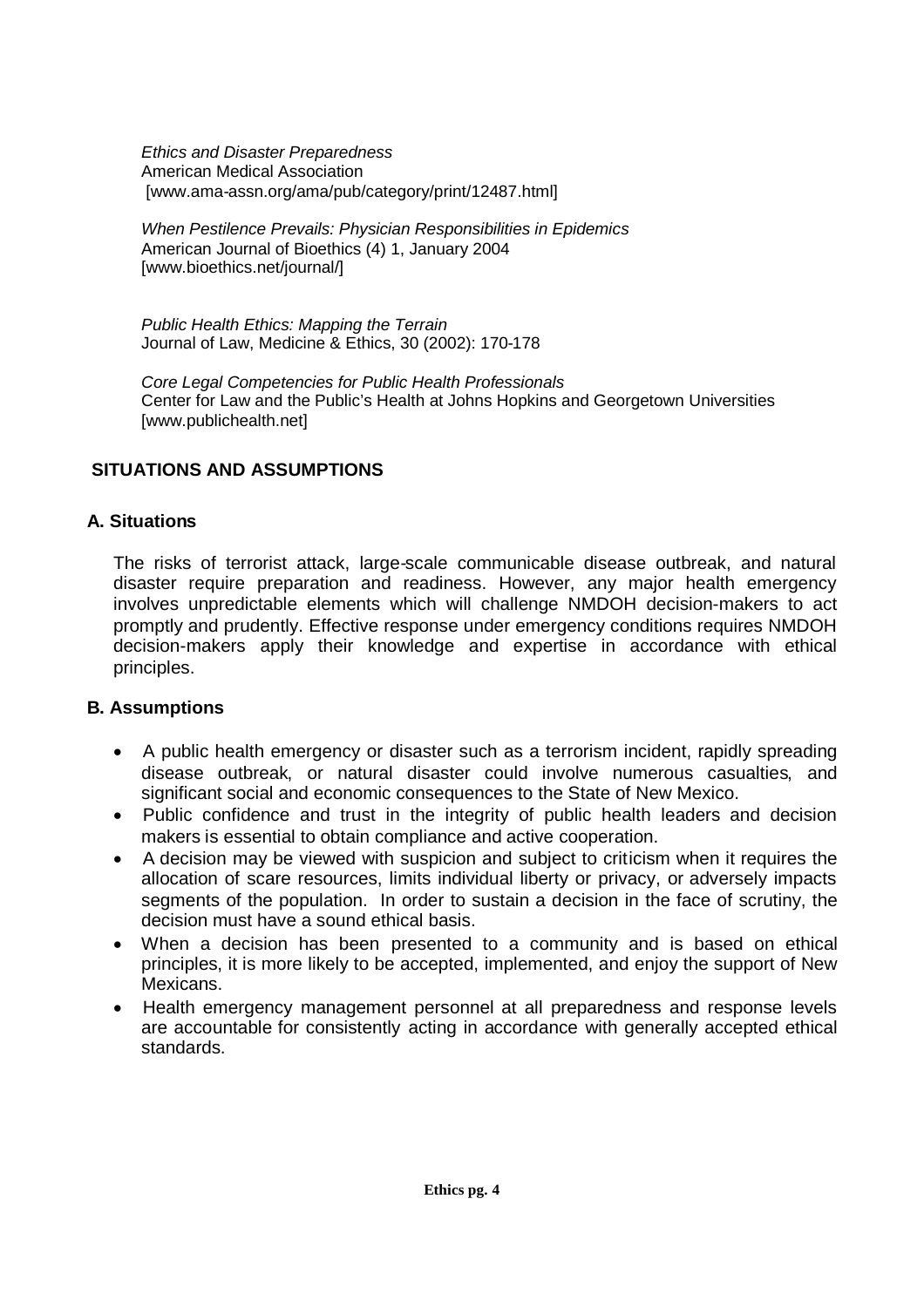*Ethics and Disaster Preparedness*
American Medical Association
[www.ama-assn.org/ama/pub/category/print/12487.html]

*When Pestilence Prevails: Physician Responsibilities in Epidemics*
American Journal of Bioethics (4) 1, January 2004
[www.bioethics.net/journal/]

*Public Health Ethics: Mapping the Terrain*
Journal of Law, Medicine & Ethics, 30 (2002): 170-178

*Core Legal Competencies for Public Health Professionals*
Center for Law and the Public's Health at Johns Hopkins and Georgetown Universities
[www.publichealth.net]

## SITUATIONS AND ASSUMPTIONS

### A. Situations

The risks of terrorist attack, large-scale communicable disease outbreak, and natural disaster require preparation and readiness. However, any major health emergency involves unpredictable elements which will challenge NMDOH decision-makers to act promptly and prudently. Effective response under emergency conditions requires NMDOH decision-makers apply their knowledge and expertise in accordance with ethical principles.

### B. Assumptions

- A public health emergency or disaster such as a terrorism incident, rapidly spreading disease outbreak, or natural disaster could involve numerous casualties, and significant social and economic consequences to the State of New Mexico.
- Public confidence and trust in the integrity of public health leaders and decision makers is essential to obtain compliance and active cooperation.
- A decision may be viewed with suspicion and subject to criticism when it requires the allocation of scare resources, limits individual liberty or privacy, or adversely impacts segments of the population. In order to sustain a decision in the face of scrutiny, the decision must have a sound ethical basis.
- When a decision has been presented to a community and is based on ethical principles, it is more likely to be accepted, implemented, and enjoy the support of New Mexicans.
- Health emergency management personnel at all preparedness and response levels are accountable for consistently acting in accordance with generally accepted ethical standards.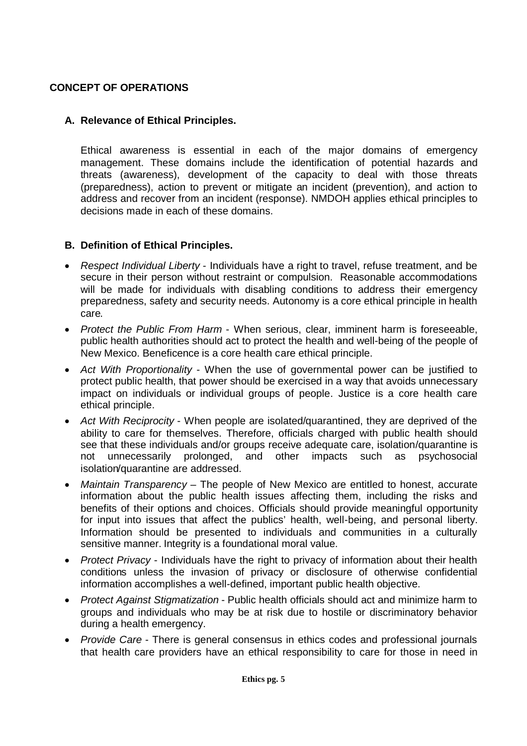## CONCEPT OF OPERATIONS

### A. Relevance of Ethical Principles.

Ethical awareness is essential in each of the major domains of emergency management. These domains include the identification of potential hazards and threats (awareness), development of the capacity to deal with those threats (preparedness), action to prevent or mitigate an incident (prevention), and action to address and recover from an incident (response). NMDOH applies ethical principles to decisions made in each of these domains.

### B. Definition of Ethical Principles.

- *Respect Individual Liberty* - Individuals have a right to travel, refuse treatment, and be secure in their person without restraint or compulsion. Reasonable accommodations will be made for individuals with disabling conditions to address their emergency preparedness, safety and security needs. Autonomy is a core ethical principle in health care.
- *Protect the Public From Harm* - When serious, clear, imminent harm is foreseeable, public health authorities should act to protect the health and well-being of the people of New Mexico. Beneficence is a core health care ethical principle.
- *Act With Proportionality* - When the use of governmental power can be justified to protect public health, that power should be exercised in a way that avoids unnecessary impact on individuals or individual groups of people. Justice is a core health care ethical principle.
- *Act With Reciprocity* - When people are isolated/quarantined, they are deprived of the ability to care for themselves. Therefore, officials charged with public health should see that these individuals and/or groups receive adequate care, isolation/quarantine is not unnecessarily prolonged, and other impacts such as psychosocial isolation/quarantine are addressed.
- *Maintain Transparency* – The people of New Mexico are entitled to honest, accurate information about the public health issues affecting them, including the risks and benefits of their options and choices. Officials should provide meaningful opportunity for input into issues that affect the publics' health, well-being, and personal liberty. Information should be presented to individuals and communities in a culturally sensitive manner. Integrity is a foundational moral value.
- *Protect Privacy* - Individuals have the right to privacy of information about their health conditions unless the invasion of privacy or disclosure of otherwise confidential information accomplishes a well-defined, important public health objective.
- *Protect Against Stigmatization* - Public health officials should act and minimize harm to groups and individuals who may be at risk due to hostile or discriminatory behavior during a health emergency.
- *Provide Care* - There is general consensus in ethics codes and professional journals that health care providers have an ethical responsibility to care for those in need in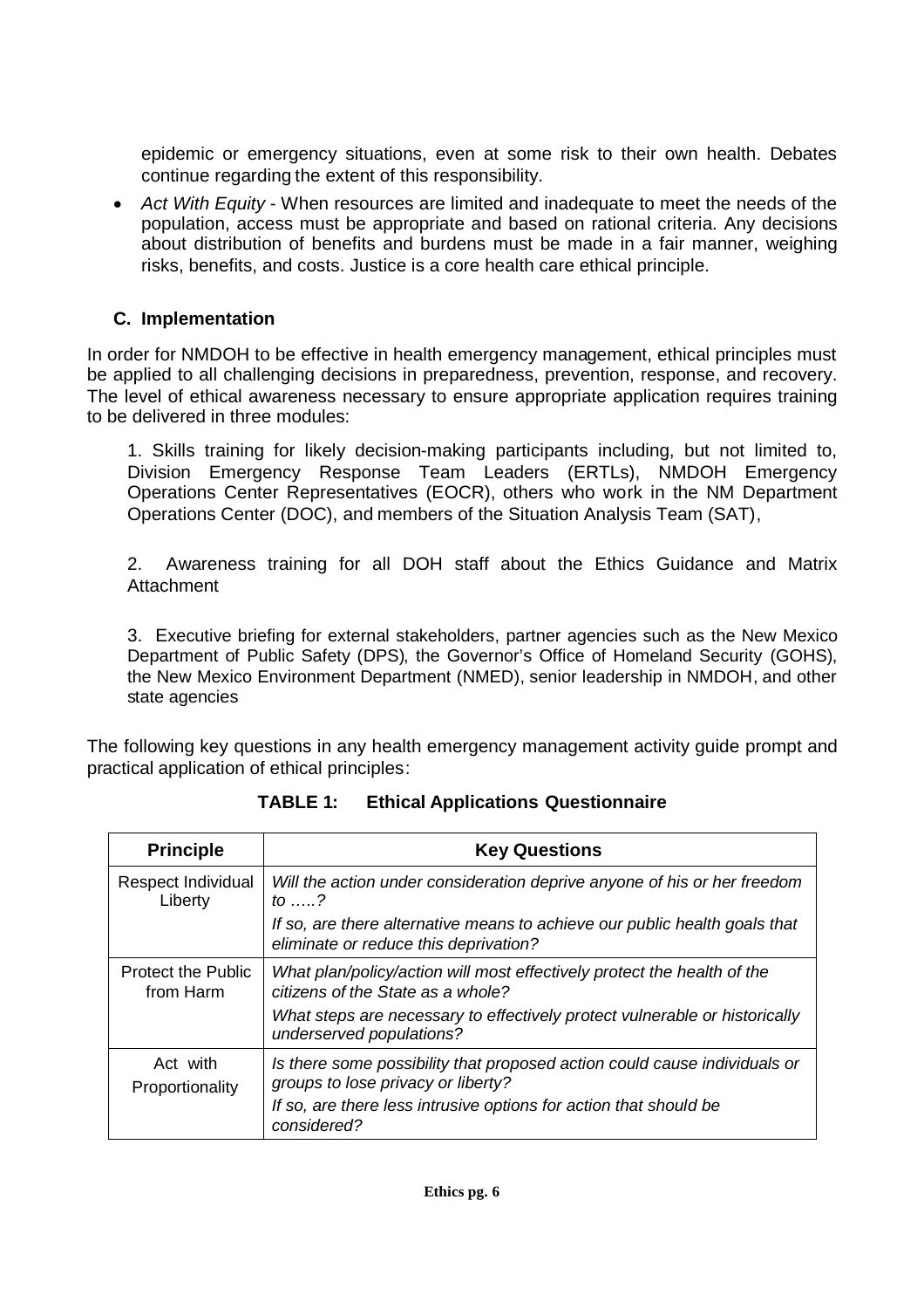epidemic or emergency situations, even at some risk to their own health. Debates continue regarding the extent of this responsibility.

- *Act With Equity* - When resources are limited and inadequate to meet the needs of the population, access must be appropriate and based on rational criteria. Any decisions about distribution of benefits and burdens must be made in a fair manner, weighing risks, benefits, and costs. Justice is a core health care ethical principle.

### C. Implementation

In order for NMDOH to be effective in health emergency management, ethical principles must be applied to all challenging decisions in preparedness, prevention, response, and recovery. The level of ethical awareness necessary to ensure appropriate application requires training to be delivered in three modules:

1. Skills training for likely decision-making participants including, but not limited to, Division Emergency Response Team Leaders (ERTLs), NMDOH Emergency Operations Center Representatives (EOCR), others who work in the NM Department Operations Center (DOC), and members of the Situation Analysis Team (SAT),

2. Awareness training for all DOH staff about the Ethics Guidance and Matrix Attachment

3. Executive briefing for external stakeholders, partner agencies such as the New Mexico Department of Public Safety (DPS), the Governor's Office of Homeland Security (GOHS), the New Mexico Environment Department (NMED), senior leadership in NMDOH, and other state agencies

The following key questions in any health emergency management activity guide prompt and practical application of ethical principles:

**TABLE 1: Ethical Applications Questionnaire**

| Principle | Key Questions |
|---|---|
| Respect Individual Liberty | *Will the action under consideration deprive anyone of his or her freedom to …..?*<br>*If so, are there alternative means to achieve our public health goals that eliminate or reduce this deprivation?* |
| Protect the Public from Harm | *What plan/policy/action will most effectively protect the health of the citizens of the State as a whole?*<br>*What steps are necessary to effectively protect vulnerable or historically underserved populations?* |
| Act with Proportionality | *Is there some possibility that proposed action could cause individuals or groups to lose privacy or liberty?*<br>*If so, are there less intrusive options for action that should be considered?* |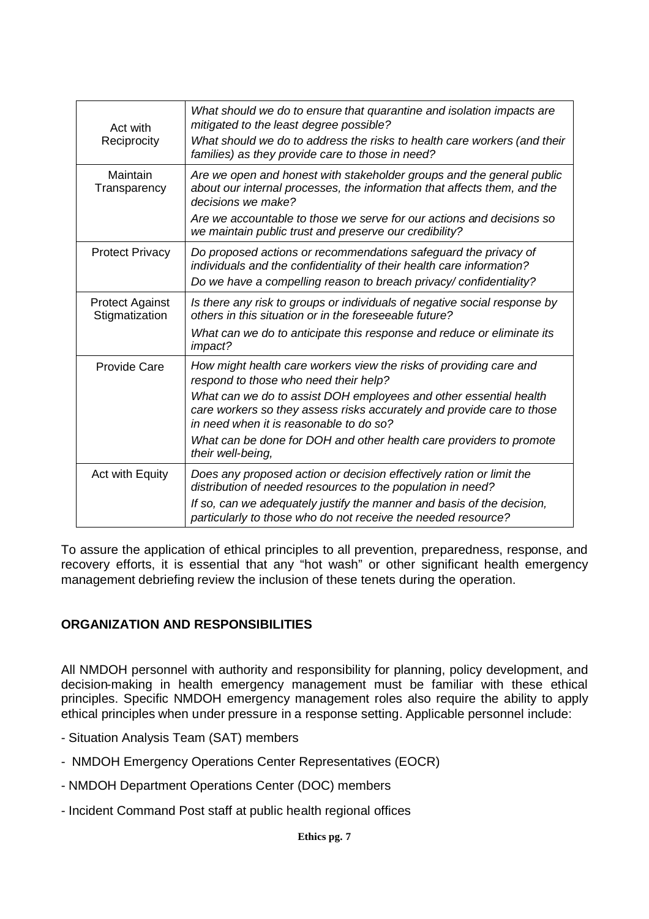| | |
|---|---|
| Act with Reciprocity | *What should we do to ensure that quarantine and isolation impacts are mitigated to the least degree possible?*<br>*What should we do to address the risks to health care workers (and their families) as they provide care to those in need?* |
| Maintain Transparency | *Are we open and honest with stakeholder groups and the general public about our internal processes, the information that affects them, and the decisions we make?*<br>*Are we accountable to those we serve for our actions and decisions so we maintain public trust and preserve our credibility?* |
| Protect Privacy | *Do proposed actions or recommendations safeguard the privacy of individuals and the confidentiality of their health care information?*<br>*Do we have a compelling reason to breach privacy/ confidentiality?* |
| Protect Against Stigmatization | *Is there any risk to groups or individuals of negative social response by others in this situation or in the foreseeable future?*<br>*What can we do to anticipate this response and reduce or eliminate its impact?* |
| Provide Care | *How might health care workers view the risks of providing care and respond to those who need their help?*<br>*What can we do to assist DOH employees and other essential health care workers so they assess risks accurately and provide care to those in need when it is reasonable to do so?*<br>*What can be done for DOH and other health care providers to promote their well-being,* |
| Act with Equity | *Does any proposed action or decision effectively ration or limit the distribution of needed resources to the population in need?*<br>*If so, can we adequately justify the manner and basis of the decision, particularly to those who do not receive the needed resource?* |

To assure the application of ethical principles to all prevention, preparedness, response, and recovery efforts, it is essential that any "hot wash" or other significant health emergency management debriefing review the inclusion of these tenets during the operation.

## ORGANIZATION AND RESPONSIBILITIES

All NMDOH personnel with authority and responsibility for planning, policy development, and decision-making in health emergency management must be familiar with these ethical principles. Specific NMDOH emergency management roles also require the ability to apply ethical principles when under pressure in a response setting. Applicable personnel include:

- Situation Analysis Team (SAT) members
- NMDOH Emergency Operations Center Representatives (EOCR)
- NMDOH Department Operations Center (DOC) members
- Incident Command Post staff at public health regional offices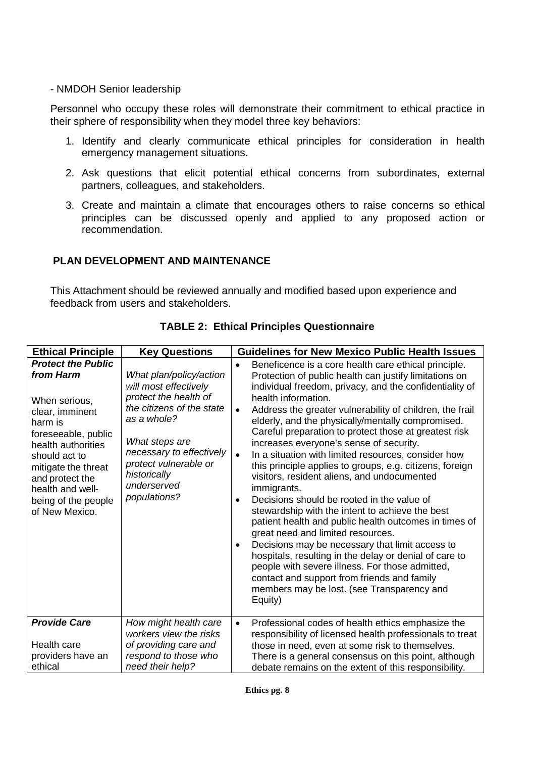- NMDOH Senior leadership

Personnel who occupy these roles will demonstrate their commitment to ethical practice in their sphere of responsibility when they model three key behaviors:

1. Identify and clearly communicate ethical principles for consideration in health emergency management situations.
2. Ask questions that elicit potential ethical concerns from subordinates, external partners, colleagues, and stakeholders.
3. Create and maintain a climate that encourages others to raise concerns so ethical principles can be discussed openly and applied to any proposed action or recommendation.

## PLAN DEVELOPMENT AND MAINTENANCE

This Attachment should be reviewed annually and modified based upon experience and feedback from users and stakeholders.

### TABLE 2: Ethical Principles Questionnaire

| Ethical Principle | Key Questions | Guidelines for New Mexico Public Health Issues |
|---|---|---|
| ***Protect the Public from Harm***<br><br>When serious, clear, imminent harm is foreseeable, public health authorities should act to mitigate the threat and protect the health and well-being of the people of New Mexico. | *What plan/policy/action will most effectively protect the health of the citizens of the state as a whole?*<br><br>*What steps are necessary to effectively protect vulnerable or historically underserved populations?* | • Beneficence is a core health care ethical principle. Protection of public health can justify limitations on individual freedom, privacy, and the confidentiality of health information.<br>• Address the greater vulnerability of children, the frail elderly, and the physically/mentally compromised. Careful preparation to protect those at greatest risk increases everyone's sense of security.<br>• In a situation with limited resources, consider how this principle applies to groups, e.g. citizens, foreign visitors, resident aliens, and undocumented immigrants.<br>• Decisions should be rooted in the value of stewardship with the intent to achieve the best patient health and public health outcomes in times of great need and limited resources.<br>• Decisions may be necessary that limit access to hospitals, resulting in the delay or denial of care to people with severe illness. For those admitted, contact and support from friends and family members may be lost. (see Transparency and Equity) |
| ***Provide Care***<br><br>Health care providers have an ethical | *How might health care workers view the risks of providing care and respond to those who need their help?* | • Professional codes of health ethics emphasize the responsibility of licensed health professionals to treat those in need, even at some risk to themselves. There is a general consensus on this point, although debate remains on the extent of this responsibility. |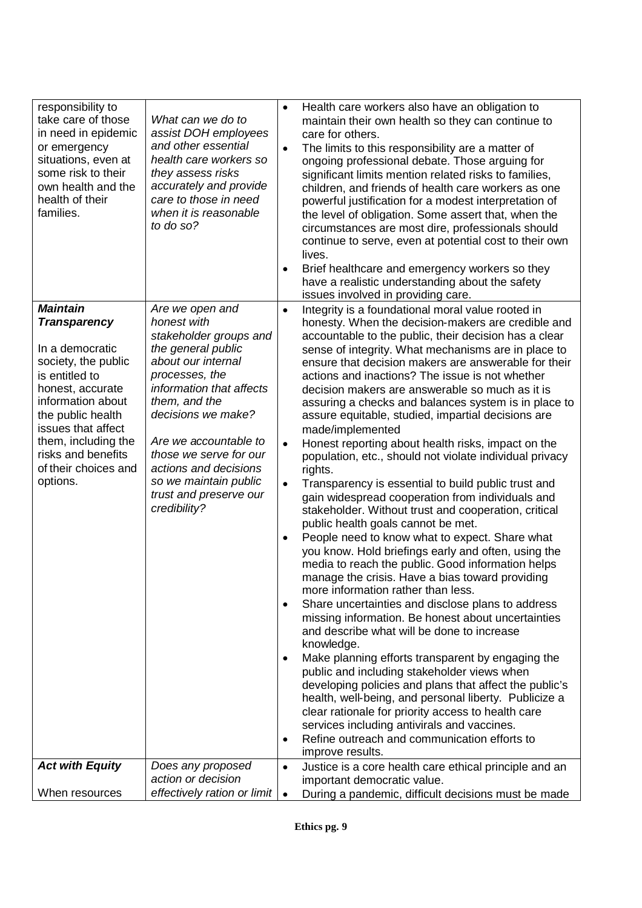| | | |
|---|---|---|
| responsibility to take care of those in need in epidemic or emergency situations, even at some risk to their own health and the health of their families. | *What can we do to assist DOH employees and other essential health care workers so they assess risks accurately and provide care to those in need when it is reasonable to do so?* | • Health care workers also have an obligation to maintain their own health so they can continue to care for others.<br>• The limits to this responsibility are a matter of ongoing professional debate. Those arguing for significant limits mention related risks to families, children, and friends of health care workers as one powerful justification for a modest interpretation of the level of obligation. Some assert that, when the circumstances are most dire, professionals should continue to serve, even at potential cost to their own lives.<br>• Brief healthcare and emergency workers so they have a realistic understanding about the safety issues involved in providing care. |
| ***Maintain Transparency***<br><br>In a democratic society, the public is entitled to honest, accurate information about the public health issues that affect them, including the risks and benefits of their choices and options. | *Are we open and honest with stakeholder groups and the general public about our internal processes, the information that affects them, and the decisions we make?*<br><br>*Are we accountable to those we serve for our actions and decisions so we maintain public trust and preserve our credibility?* | • Integrity is a foundational moral value rooted in honesty. When the decision-makers are credible and accountable to the public, their decision has a clear sense of integrity. What mechanisms are in place to ensure that decision makers are answerable for their actions and inactions? The issue is not whether decision makers are answerable so much as it is assuring a checks and balances system is in place to assure equitable, studied, impartial decisions are made/implemented<br>• Honest reporting about health risks, impact on the population, etc., should not violate individual privacy rights.<br>• Transparency is essential to build public trust and gain widespread cooperation from individuals and stakeholder. Without trust and cooperation, critical public health goals cannot be met.<br>• People need to know what to expect. Share what you know. Hold briefings early and often, using the media to reach the public. Good information helps manage the crisis. Have a bias toward providing more information rather than less.<br>• Share uncertainties and disclose plans to address missing information. Be honest about uncertainties and describe what will be done to increase knowledge.<br>• Make planning efforts transparent by engaging the public and including stakeholder views when developing policies and plans that affect the public's health, well-being, and personal liberty. Publicize a clear rationale for priority access to health care services including antivirals and vaccines.<br>• Refine outreach and communication efforts to improve results. |
| ***Act with Equity***<br><br>When resources | *Does any proposed action or decision effectively ration or limit* | • Justice is a core health care ethical principle and an important democratic value.<br>• During a pandemic, difficult decisions must be made |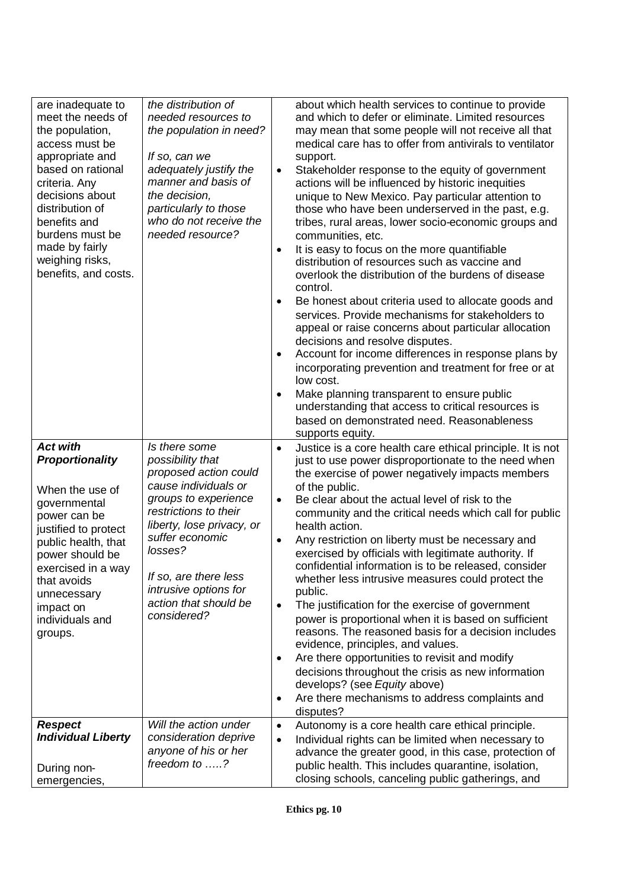| | | |
|---|---|---|
| are inadequate to meet the needs of the population, access must be appropriate and based on rational criteria. Any decisions about distribution of benefits and burdens must be made by fairly weighing risks, benefits, and costs. | *the distribution of needed resources to the population in need?*<br><br>*If so, can we adequately justify the manner and basis of the decision, particularly to those who do not receive the needed resource?* | about which health services to continue to provide and which to defer or eliminate. Limited resources may mean that some people will not receive all that medical care has to offer from antivirals to ventilator support.<br>• Stakeholder response to the equity of government actions will be influenced by historic inequities unique to New Mexico. Pay particular attention to those who have been underserved in the past, e.g. tribes, rural areas, lower socio-economic groups and communities, etc.<br>• It is easy to focus on the more quantifiable distribution of resources such as vaccine and overlook the distribution of the burdens of disease control.<br>• Be honest about criteria used to allocate goods and services. Provide mechanisms for stakeholders to appeal or raise concerns about particular allocation decisions and resolve disputes.<br>• Account for income differences in response plans by incorporating prevention and treatment for free or at low cost.<br>• Make planning transparent to ensure public understanding that access to critical resources is based on demonstrated need. Reasonableness supports equity. |
| ***Act with Proportionality***<br><br>When the use of governmental power can be justified to protect public health, that power should be exercised in a way that avoids unnecessary impact on individuals and groups. | *Is there some possibility that proposed action could cause individuals or groups to experience restrictions to their liberty, lose privacy, or suffer economic losses?*<br><br>*If so, are there less intrusive options for action that should be considered?* | • Justice is a core health care ethical principle. It is not just to use power disproportionate to the need when the exercise of power negatively impacts members of the public.<br>• Be clear about the actual level of risk to the community and the critical needs which call for public health action.<br>• Any restriction on liberty must be necessary and exercised by officials with legitimate authority. If confidential information is to be released, consider whether less intrusive measures could protect the public.<br>• The justification for the exercise of government power is proportional when it is based on sufficient reasons. The reasoned basis for a decision includes evidence, principles, and values.<br>• Are there opportunities to revisit and modify decisions throughout the crisis as new information develops? (see *Equity* above)<br>• Are there mechanisms to address complaints and disputes? |
| ***Respect Individual Liberty***<br><br>During non-emergencies, | *Will the action under consideration deprive anyone of his or her freedom to …..?* | • Autonomy is a core health care ethical principle.<br>• Individual rights can be limited when necessary to advance the greater good, in this case, protection of public health. This includes quarantine, isolation, closing schools, canceling public gatherings, and |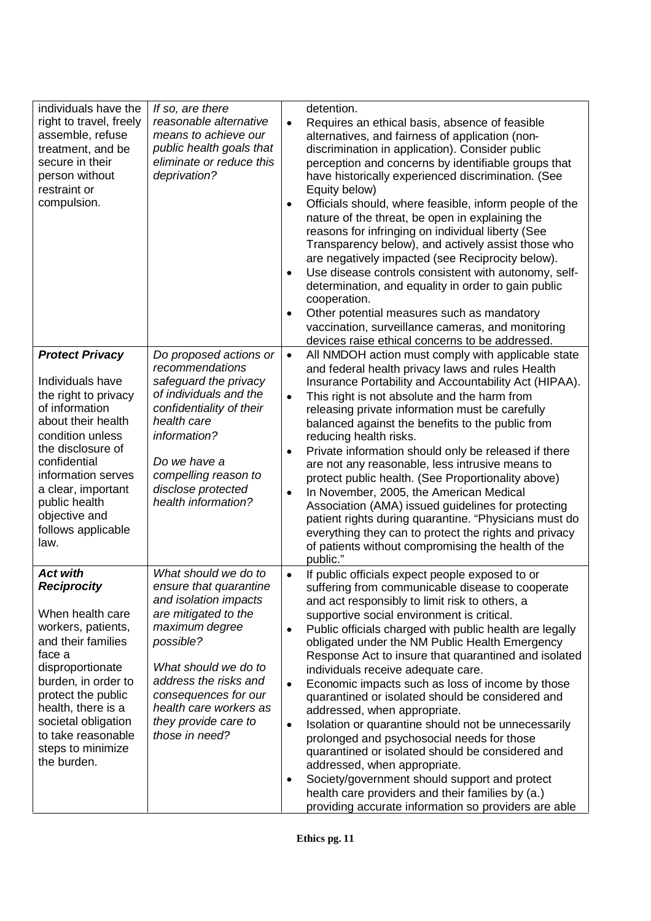| | | |
|---|---|---|
| individuals have the right to travel, freely assemble, refuse treatment, and be secure in their person without restraint or compulsion. | *If so, are there reasonable alternative means to achieve our public health goals that eliminate or reduce this deprivation?* | detention.<br>• Requires an ethical basis, absence of feasible alternatives, and fairness of application (non-discrimination in application). Consider public perception and concerns by identifiable groups that have historically experienced discrimination. (See Equity below)<br>• Officials should, where feasible, inform people of the nature of the threat, be open in explaining the reasons for infringing on individual liberty (See Transparency below), and actively assist those who are negatively impacted (see Reciprocity below).<br>• Use disease controls consistent with autonomy, self-determination, and equality in order to gain public cooperation.<br>• Other potential measures such as mandatory vaccination, surveillance cameras, and monitoring devices raise ethical concerns to be addressed. |
| ***Protect Privacy***<br><br>Individuals have the right to privacy of information about their health condition unless the disclosure of confidential information serves a clear, important public health objective and follows applicable law. | *Do proposed actions or recommendations safeguard the privacy of individuals and the confidentiality of their health care information?*<br><br>*Do we have a compelling reason to disclose protected health information?* | • All NMDOH action must comply with applicable state and federal health privacy laws and rules Health Insurance Portability and Accountability Act (HIPAA).<br>• This right is not absolute and the harm from releasing private information must be carefully balanced against the benefits to the public from reducing health risks.<br>• Private information should only be released if there are not any reasonable, less intrusive means to protect public health. (See Proportionality above)<br>• In November, 2005, the American Medical Association (AMA) issued guidelines for protecting patient rights during quarantine. "Physicians must do everything they can to protect the rights and privacy of patients without compromising the health of the public." |
| ***Act with Reciprocity***<br><br>When health care workers, patients, and their families face a disproportionate burden, in order to protect the public health, there is a societal obligation to take reasonable steps to minimize the burden. | *What should we do to ensure that quarantine and isolation impacts are mitigated to the maximum degree possible?*<br><br>*What should we do to address the risks and consequences for our health care workers as they provide care to those in need?* | • If public officials expect people exposed to or suffering from communicable disease to cooperate and act responsibly to limit risk to others, a supportive social environment is critical.<br>• Public officials charged with public health are legally obligated under the NM Public Health Emergency Response Act to insure that quarantined and isolated individuals receive adequate care.<br>• Economic impacts such as loss of income by those quarantined or isolated should be considered and addressed, when appropriate.<br>• Isolation or quarantine should not be unnecessarily prolonged and psychosocial needs for those quarantined or isolated should be considered and addressed, when appropriate.<br>• Society/government should support and protect health care providers and their families by (a.) providing accurate information so providers are able |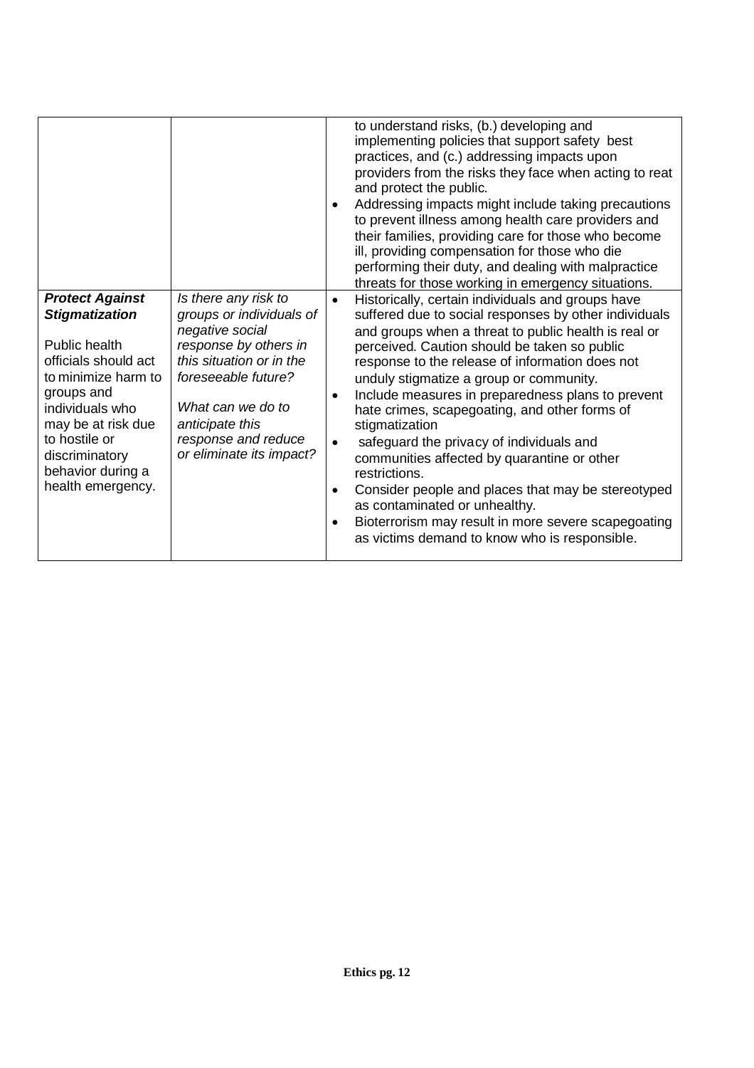| | | |
|---|---|---|
| | | to understand risks, (b.) developing and implementing policies that support safety best practices, and (c.) addressing impacts upon providers from the risks they face when acting to reat and protect the public.<br>• Addressing impacts might include taking precautions to prevent illness among health care providers and their families, providing care for those who become ill, providing compensation for those who die performing their duty, and dealing with malpractice threats for those working in emergency situations. |
| ***Protect Against Stigmatization***<br><br>Public health officials should act to minimize harm to groups and individuals who may be at risk due to hostile or discriminatory behavior during a health emergency. | *Is there any risk to groups or individuals of negative social response by others in this situation or in the foreseeable future?*<br><br>*What can we do to anticipate this response and reduce or eliminate its impact?* | • Historically, certain individuals and groups have suffered due to social responses by other individuals and groups when a threat to public health is real or perceived. Caution should be taken so public response to the release of information does not unduly stigmatize a group or community.<br>• Include measures in preparedness plans to prevent hate crimes, scapegoating, and other forms of stigmatization<br>• safeguard the privacy of individuals and communities affected by quarantine or other restrictions.<br>• Consider people and places that may be stereotyped as contaminated or unhealthy.<br>• Bioterrorism may result in more severe scapegoating as victims demand to know who is responsible. |